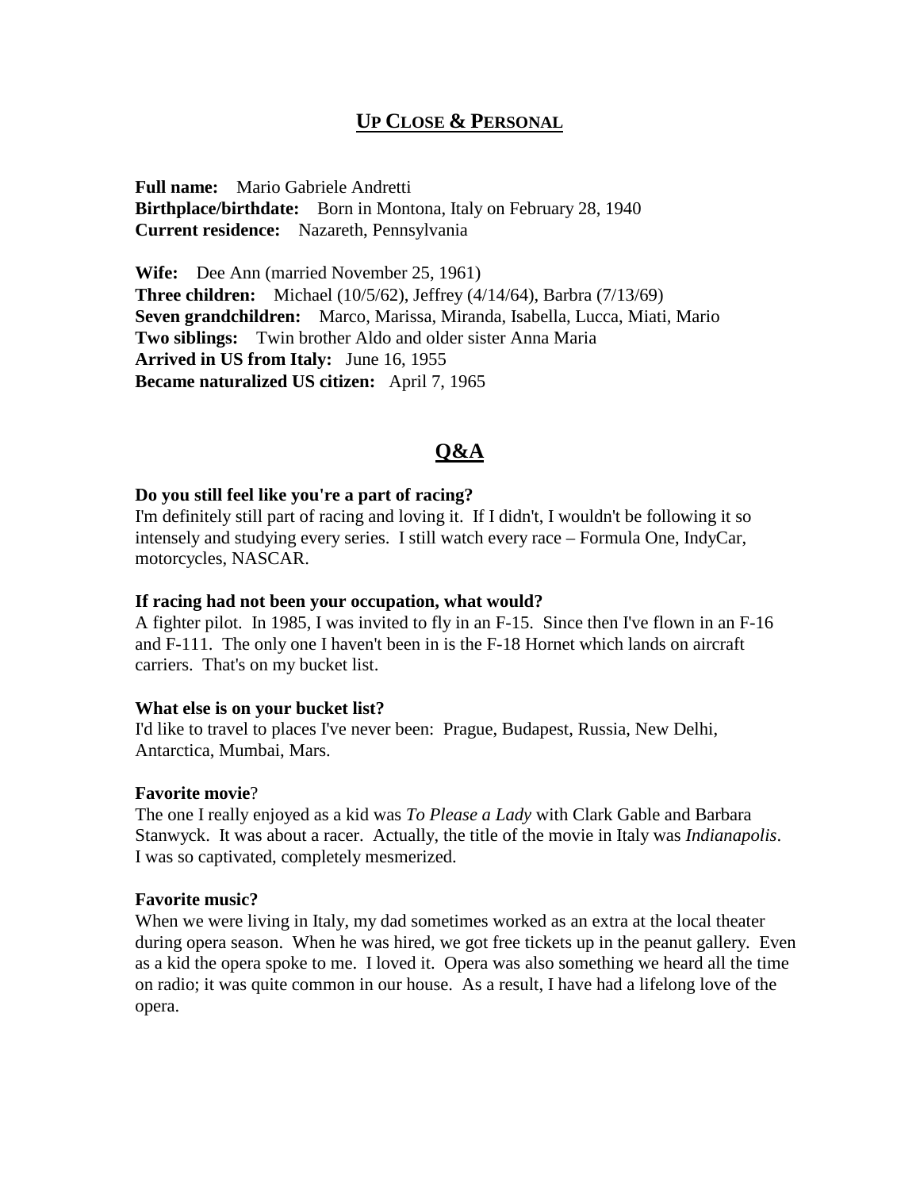# UP CLOSE & PERSONAL

**Full name:** Mario Gabriele Andretti
**Birthplace/birthdate:** Born in Montona, Italy on February 28, 1940
**Current residence:** Nazareth, Pennsylvania

**Wife:** Dee Ann (married November 25, 1961)
**Three children:** Michael (10/5/62), Jeffrey (4/14/64), Barbra (7/13/69)
**Seven grandchildren:** Marco, Marissa, Miranda, Isabella, Lucca, Miati, Mario
**Two siblings:** Twin brother Aldo and older sister Anna Maria
**Arrived in US from Italy:** June 16, 1955
**Became naturalized US citizen:** April 7, 1965

# Q&A

**Do you still feel like you're a part of racing?**
I'm definitely still part of racing and loving it. If I didn't, I wouldn't be following it so intensely and studying every series. I still watch every race – Formula One, IndyCar, motorcycles, NASCAR.

**If racing had not been your occupation, what would?**
A fighter pilot. In 1985, I was invited to fly in an F-15. Since then I've flown in an F-16 and F-111. The only one I haven't been in is the F-18 Hornet which lands on aircraft carriers. That's on my bucket list.

**What else is on your bucket list?**
I'd like to travel to places I've never been: Prague, Budapest, Russia, New Delhi, Antarctica, Mumbai, Mars.

**Favorite movie?**
The one I really enjoyed as a kid was *To Please a Lady* with Clark Gable and Barbara Stanwyck. It was about a racer. Actually, the title of the movie in Italy was *Indianapolis*. I was so captivated, completely mesmerized.

**Favorite music?**
When we were living in Italy, my dad sometimes worked as an extra at the local theater during opera season. When he was hired, we got free tickets up in the peanut gallery. Even as a kid the opera spoke to me. I loved it. Opera was also something we heard all the time on radio; it was quite common in our house. As a result, I have had a lifelong love of the opera.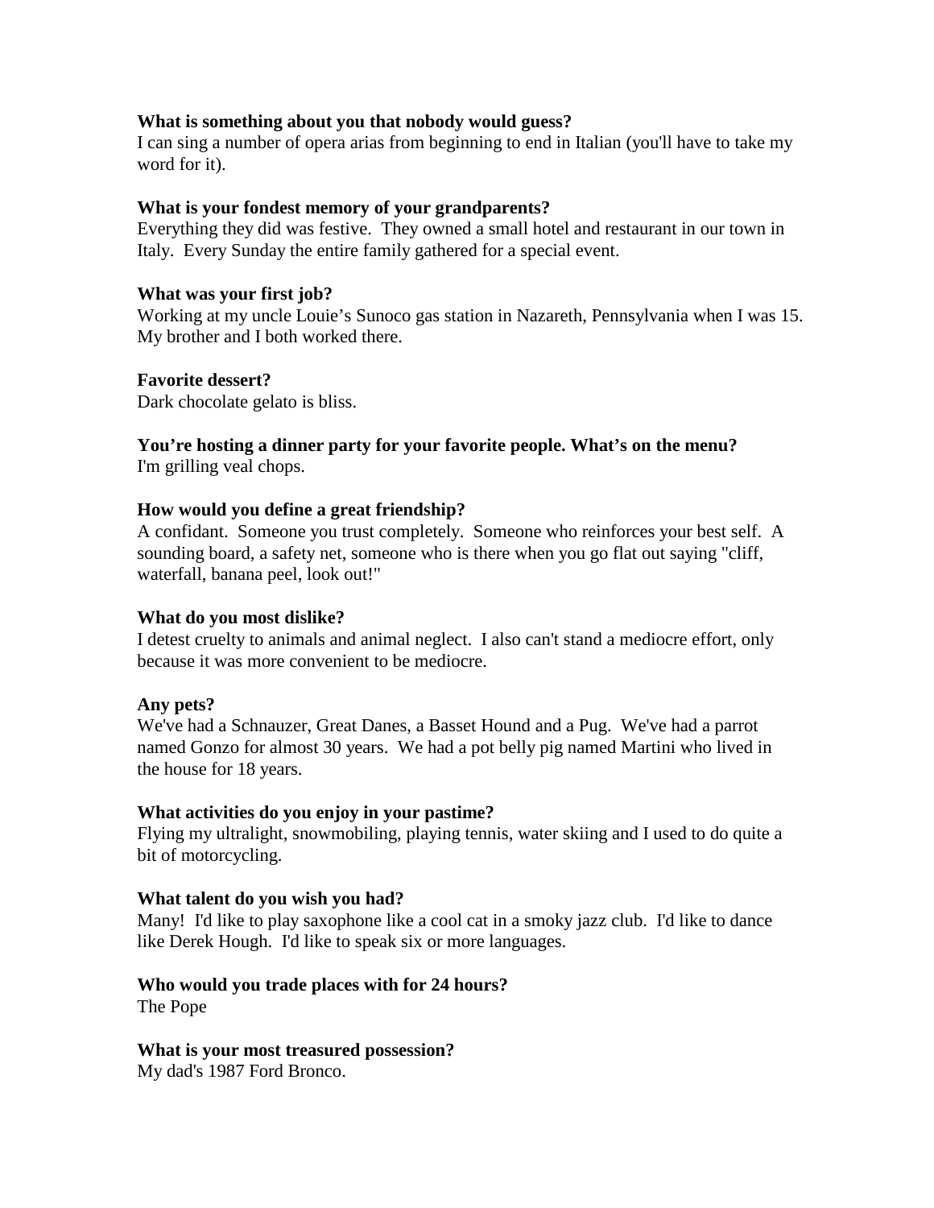**What is something about you that nobody would guess?**
I can sing a number of opera arias from beginning to end in Italian (you'll have to take my word for it).

**What is your fondest memory of your grandparents?**
Everything they did was festive. They owned a small hotel and restaurant in our town in Italy. Every Sunday the entire family gathered for a special event.

**What was your first job?**
Working at my uncle Louie's Sunoco gas station in Nazareth, Pennsylvania when I was 15. My brother and I both worked there.

**Favorite dessert?**
Dark chocolate gelato is bliss.

**You're hosting a dinner party for your favorite people. What's on the menu?**
I'm grilling veal chops.

**How would you define a great friendship?**
A confidant. Someone you trust completely. Someone who reinforces your best self. A sounding board, a safety net, someone who is there when you go flat out saying "cliff, waterfall, banana peel, look out!"

**What do you most dislike?**
I detest cruelty to animals and animal neglect. I also can't stand a mediocre effort, only because it was more convenient to be mediocre.

**Any pets?**
We've had a Schnauzer, Great Danes, a Basset Hound and a Pug. We've had a parrot named Gonzo for almost 30 years. We had a pot belly pig named Martini who lived in the house for 18 years.

**What activities do you enjoy in your pastime?**
Flying my ultralight, snowmobiling, playing tennis, water skiing and I used to do quite a bit of motorcycling.

**What talent do you wish you had?**
Many! I'd like to play saxophone like a cool cat in a smoky jazz club. I'd like to dance like Derek Hough. I'd like to speak six or more languages.

**Who would you trade places with for 24 hours?**
The Pope

**What is your most treasured possession?**
My dad's 1987 Ford Bronco.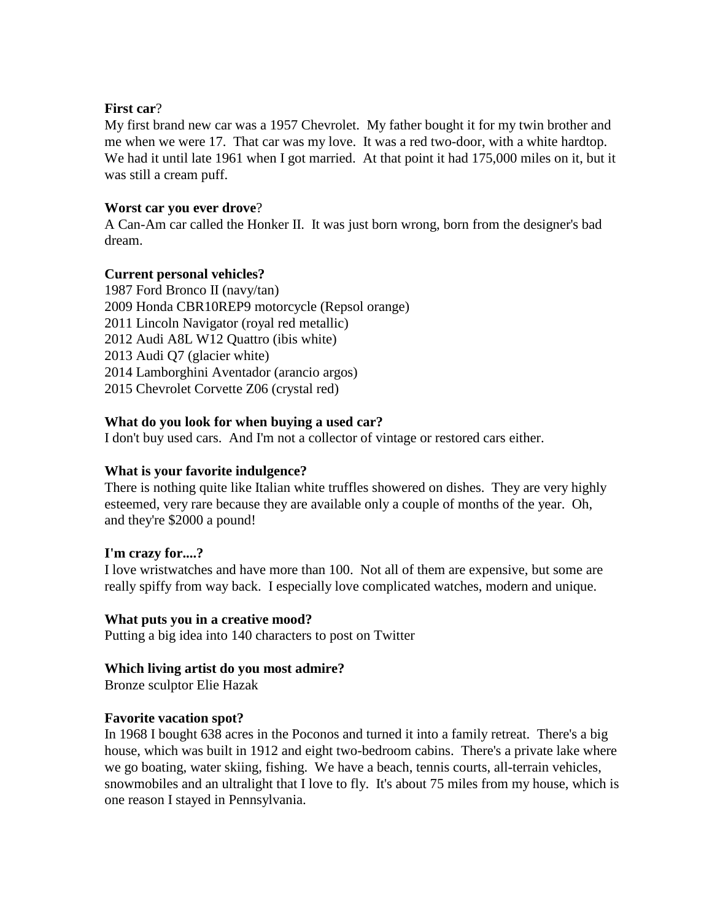**First car**?
My first brand new car was a 1957 Chevrolet. My father bought it for my twin brother and me when we were 17. That car was my love. It was a red two-door, with a white hardtop. We had it until late 1961 when I got married. At that point it had 175,000 miles on it, but it was still a cream puff.

**Worst car you ever drove**?
A Can-Am car called the Honker II. It was just born wrong, born from the designer's bad dream.

**Current personal vehicles?**
1987 Ford Bronco II (navy/tan)
2009 Honda CBR10REP9 motorcycle (Repsol orange)
2011 Lincoln Navigator (royal red metallic)
2012 Audi A8L W12 Quattro (ibis white)
2013 Audi Q7 (glacier white)
2014 Lamborghini Aventador (arancio argos)
2015 Chevrolet Corvette Z06 (crystal red)

**What do you look for when buying a used car?**
I don't buy used cars. And I'm not a collector of vintage or restored cars either.

**What is your favorite indulgence?**
There is nothing quite like Italian white truffles showered on dishes. They are very highly esteemed, very rare because they are available only a couple of months of the year. Oh, and they're $2000 a pound!

**I'm crazy for....?**
I love wristwatches and have more than 100. Not all of them are expensive, but some are really spiffy from way back. I especially love complicated watches, modern and unique.

**What puts you in a creative mood?**
Putting a big idea into 140 characters to post on Twitter

**Which living artist do you most admire?**
Bronze sculptor Elie Hazak

**Favorite vacation spot?**
In 1968 I bought 638 acres in the Poconos and turned it into a family retreat. There's a big house, which was built in 1912 and eight two-bedroom cabins. There's a private lake where we go boating, water skiing, fishing. We have a beach, tennis courts, all-terrain vehicles, snowmobiles and an ultralight that I love to fly. It's about 75 miles from my house, which is one reason I stayed in Pennsylvania.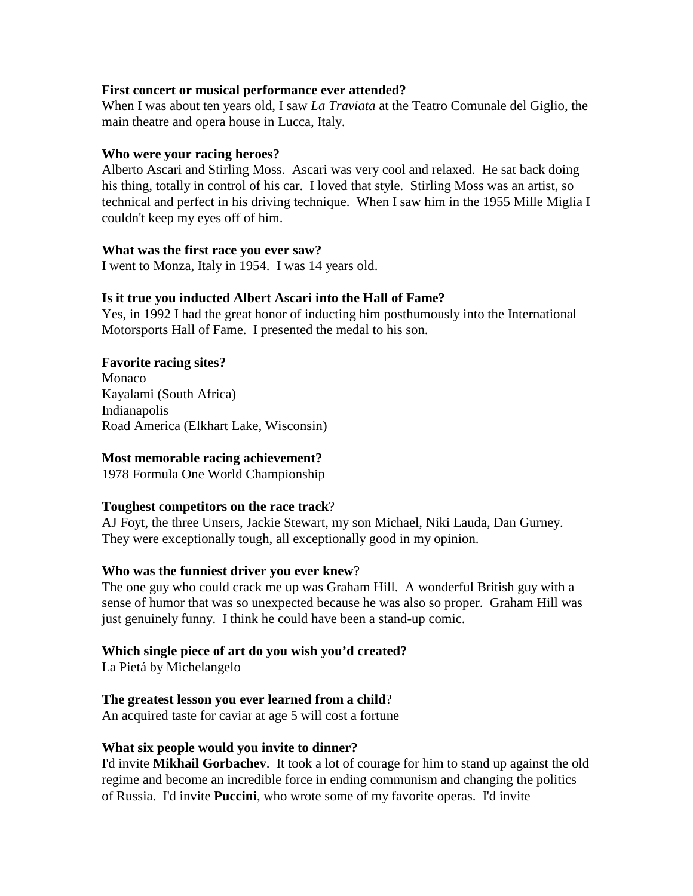**First concert or musical performance ever attended?**
When I was about ten years old, I saw *La Traviata* at the Teatro Comunale del Giglio, the main theatre and opera house in Lucca, Italy.

**Who were your racing heroes?**
Alberto Ascari and Stirling Moss. Ascari was very cool and relaxed. He sat back doing his thing, totally in control of his car. I loved that style. Stirling Moss was an artist, so technical and perfect in his driving technique. When I saw him in the 1955 Mille Miglia I couldn't keep my eyes off of him.

**What was the first race you ever saw?**
I went to Monza, Italy in 1954. I was 14 years old.

**Is it true you inducted Albert Ascari into the Hall of Fame?**
Yes, in 1992 I had the great honor of inducting him posthumously into the International Motorsports Hall of Fame. I presented the medal to his son.

**Favorite racing sites?**
Monaco
Kayalami (South Africa)
Indianapolis
Road America (Elkhart Lake, Wisconsin)

**Most memorable racing achievement?**
1978 Formula One World Championship

**Toughest competitors on the race track**?
AJ Foyt, the three Unsers, Jackie Stewart, my son Michael, Niki Lauda, Dan Gurney. They were exceptionally tough, all exceptionally good in my opinion.

**Who was the funniest driver you ever knew**?
The one guy who could crack me up was Graham Hill. A wonderful British guy with a sense of humor that was so unexpected because he was also so proper. Graham Hill was just genuinely funny. I think he could have been a stand-up comic.

**Which single piece of art do you wish you'd created?**
La Pietá by Michelangelo

**The greatest lesson you ever learned from a child**?
An acquired taste for caviar at age 5 will cost a fortune

**What six people would you invite to dinner?**
I'd invite **Mikhail Gorbachev**. It took a lot of courage for him to stand up against the old regime and become an incredible force in ending communism and changing the politics of Russia. I'd invite **Puccini**, who wrote some of my favorite operas. I'd invite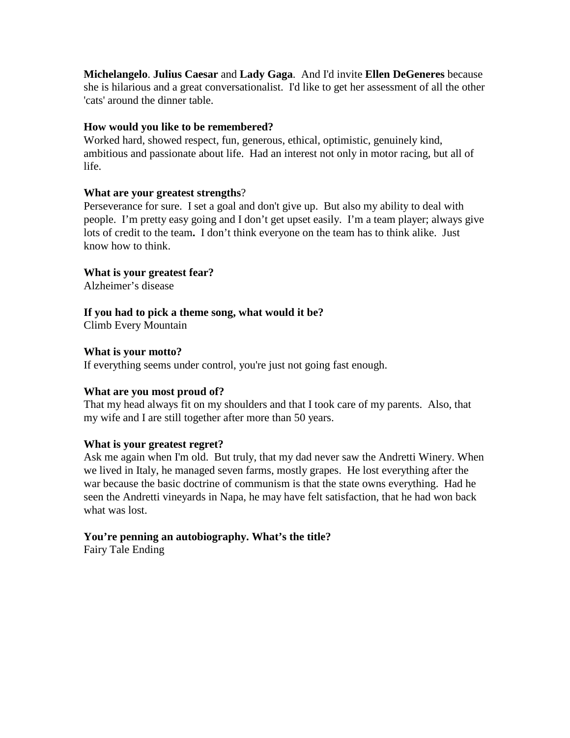**Michelangelo**. **Julius Caesar** and **Lady Gaga**. And I'd invite **Ellen DeGeneres** because she is hilarious and a great conversationalist. I'd like to get her assessment of all the other 'cats' around the dinner table.

**How would you like to be remembered?**
Worked hard, showed respect, fun, generous, ethical, optimistic, genuinely kind, ambitious and passionate about life. Had an interest not only in motor racing, but all of life.

**What are your greatest strengths**?
Perseverance for sure. I set a goal and don't give up. But also my ability to deal with people. I'm pretty easy going and I don't get upset easily. I'm a team player; always give lots of credit to the team**.** I don't think everyone on the team has to think alike. Just know how to think.

**What is your greatest fear?**
Alzheimer's disease

**If you had to pick a theme song, what would it be?**
Climb Every Mountain

**What is your motto?**
If everything seems under control, you're just not going fast enough.

**What are you most proud of?**
That my head always fit on my shoulders and that I took care of my parents. Also, that my wife and I are still together after more than 50 years.

**What is your greatest regret?**
Ask me again when I'm old. But truly, that my dad never saw the Andretti Winery. When we lived in Italy, he managed seven farms, mostly grapes. He lost everything after the war because the basic doctrine of communism is that the state owns everything. Had he seen the Andretti vineyards in Napa, he may have felt satisfaction, that he had won back what was lost.

**You're penning an autobiography. What's the title?**
Fairy Tale Ending